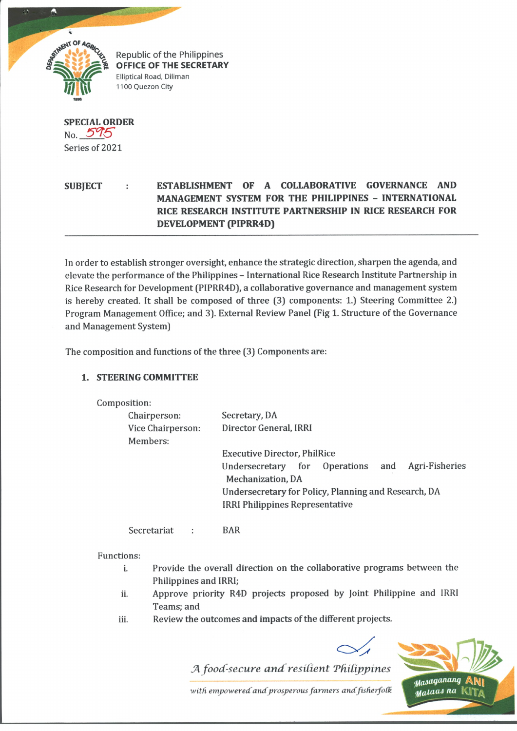Republic of the Philippines
**OFFICE OF THE SECRETARY**
Elliptical Road, Diliman
1100 Quezon City

**SPECIAL ORDER**
No. 595
Series of 2021

**SUBJECT : ESTABLISHMENT OF A COLLABORATIVE GOVERNANCE AND MANAGEMENT SYSTEM FOR THE PHILIPPINES – INTERNATIONAL RICE RESEARCH INSTITUTE PARTNERSHIP IN RICE RESEARCH FOR DEVELOPMENT (PIPRR4D)**

---

In order to establish stronger oversight, enhance the strategic direction, sharpen the agenda, and elevate the performance of the Philippines – International Rice Research Institute Partnership in Rice Research for Development (PIPRR4D), a collaborative governance and management system is hereby created. It shall be composed of three (3) components: 1.) Steering Committee 2.) Program Management Office; and 3). External Review Panel (Fig 1. Structure of the Governance and Management System)

The composition and functions of the three (3) Components are:

1. **STEERING COMMITTEE**

Composition:

| | |
|---|---|
| Chairperson: | Secretary, DA |
| Vice Chairperson: | Director General, IRRI |
| Members: | Executive Director, PhilRice |
| | Undersecretary for Operations and Agri-Fisheries Mechanization, DA |
| | Undersecretary for Policy, Planning and Research, DA |
| | IRRI Philippines Representative |

Secretariat : BAR

Functions:

i. Provide the overall direction on the collaborative programs between the Philippines and IRRI;
ii. Approve priority R4D projects proposed by Joint Philippine and IRRI Teams; and
iii. Review the outcomes and impacts of the different projects.

*A food-secure and resilient Philippines*
*with empowered and prosperous farmers and fisherfolk*

Masaganang ANI Mataas na KITA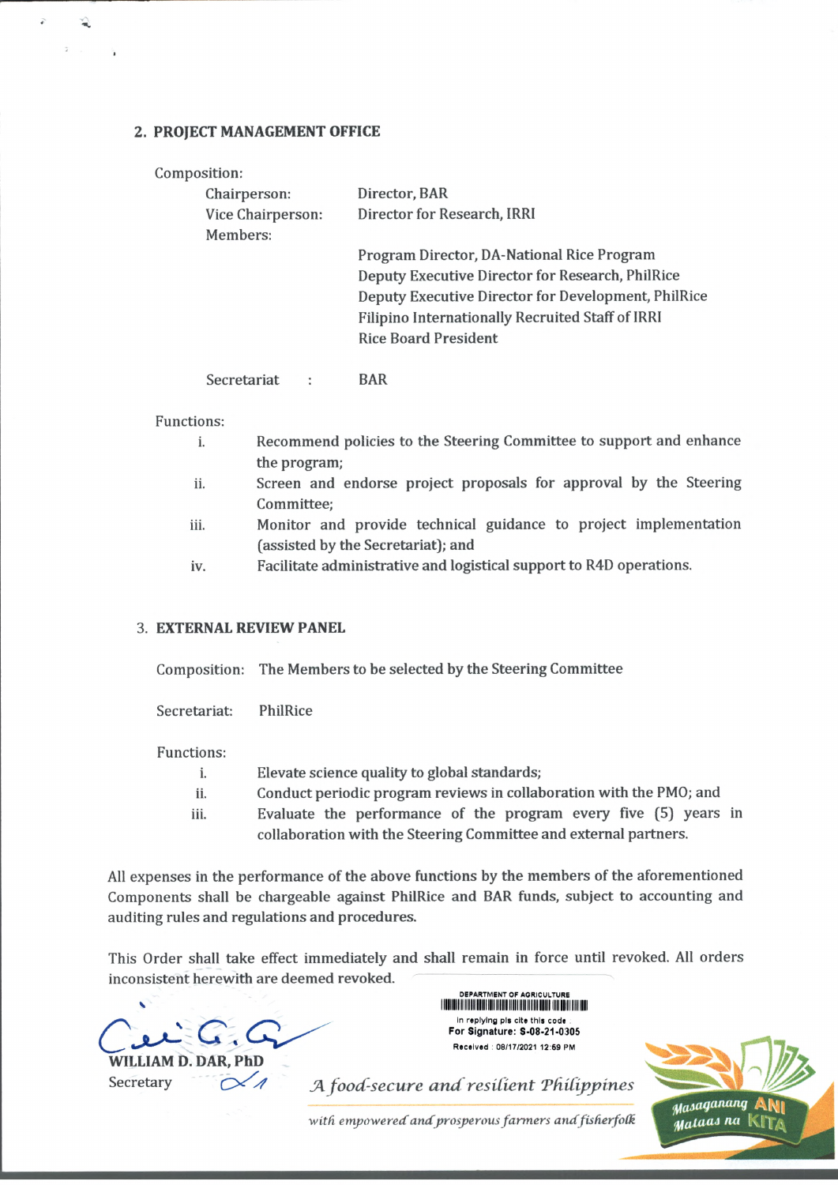## 2. PROJECT MANAGEMENT OFFICE

Composition:

| | |
|---|---|
| Chairperson: | Director, BAR |
| Vice Chairperson: | Director for Research, IRRI |
| Members: | |
| | Program Director, DA-National Rice Program |
| | Deputy Executive Director for Research, PhilRice |
| | Deputy Executive Director for Development, PhilRice |
| | Filipino Internationally Recruited Staff of IRRI |
| | Rice Board President |
| Secretariat : | BAR |

Functions:

- i. Recommend policies to the Steering Committee to support and enhance the program;
- ii. Screen and endorse project proposals for approval by the Steering Committee;
- iii. Monitor and provide technical guidance to project implementation (assisted by the Secretariat); and
- iv. Facilitate administrative and logistical support to R4D operations.

## 3. EXTERNAL REVIEW PANEL

Composition: The Members to be selected by the Steering Committee

Secretariat: PhilRice

Functions:

- i. Elevate science quality to global standards;
- ii. Conduct periodic program reviews in collaboration with the PMO; and
- iii. Evaluate the performance of the program every five (5) years in collaboration with the Steering Committee and external partners.

All expenses in the performance of the above functions by the members of the aforementioned Components shall be chargeable against PhilRice and BAR funds, subject to accounting and auditing rules and regulations and procedures.

This Order shall take effect immediately and shall remain in force until revoked. All orders inconsistent herewith are deemed revoked.

DEPARTMENT OF AGRICULTURE
In replying pls cite this code
For Signature: S-08-21-0305
Received : 08/17/2021 12:59 PM

**WILLIAM D. DAR, PhD**
Secretary

*A food-secure and resilient Philippines*
*with empowered and prosperous farmers and fisherfolk*

Masaganang ANI Mataas na KITA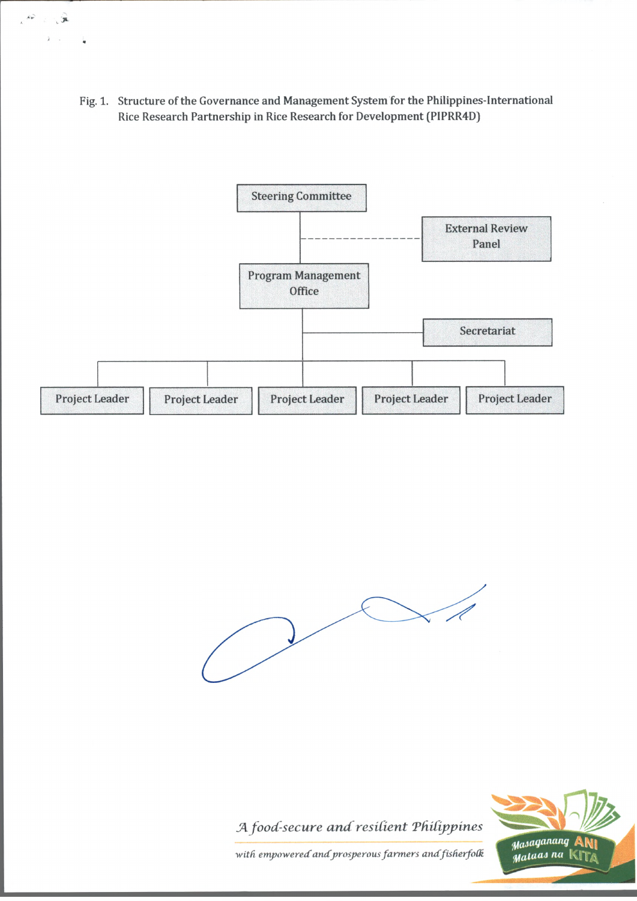Fig. 1. Structure of the Governance and Management System for the Philippines-International Rice Research Partnership in Rice Research for Development (PIPRR4D)

Steering Committee

External Review Panel

Program Management Office

Secretariat

Project Leader

Project Leader

Project Leader

Project Leader

Project Leader

*A food-secure and resilient Philippines*

*with empowered and prosperous farmers and fisherfolk*

Masaganang ANI Mataas na KITA